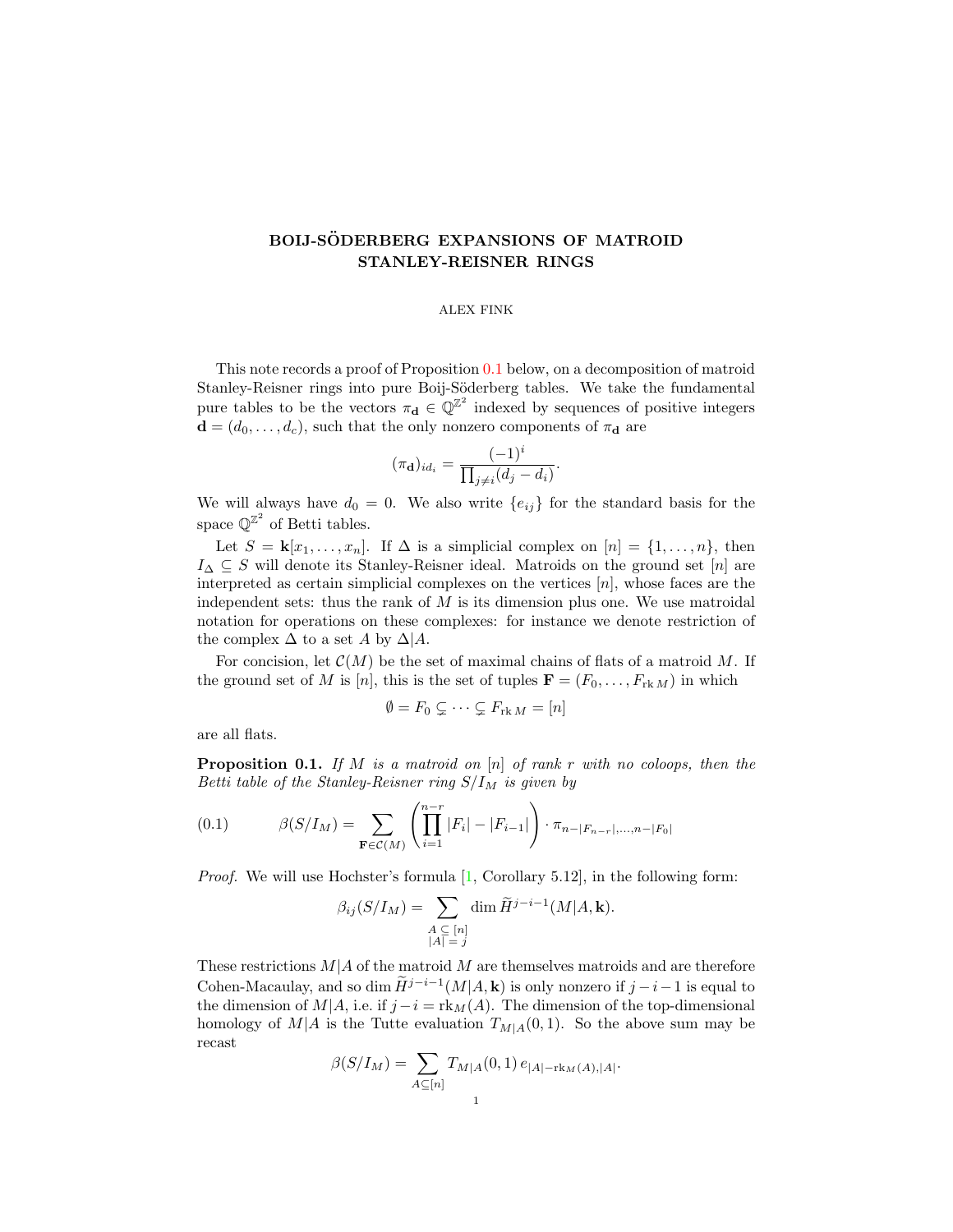# BOIJ-SÖDERBERG EXPANSIONS OF MATROID STANLEY-REISNER RINGS

ALEX FINK

This note records a proof of Proposition 0.1 below, on a decomposition of matroid Stanley-Reisner rings into pure Boij-Söderberg tables. We take the fundamental pure tables to be the vectors $\pi_{\mathbf{d}} \in \mathbb{Q}^{\mathbb{Z}^2}$ indexed by sequences of positive integers $\mathbf{d} = (d_0, \ldots, d_c)$, such that the only nonzero components of $\pi_{\mathbf{d}}$ are

$$(\pi_{\mathbf{d}})_{id_i} = \frac{(-1)^i}{\prod_{j \neq i}(d_j - d_i)}.$$

We will always have $d_0 = 0$. We also write $\{e_{ij}\}$ for the standard basis for the space $\mathbb{Q}^{\mathbb{Z}^2}$ of Betti tables.

Let $S = \mathbf{k}[x_1, \ldots, x_n]$. If $\Delta$ is a simplicial complex on $[n] = \{1, \ldots, n\}$, then $I_\Delta \subseteq S$ will denote its Stanley-Reisner ideal. Matroids on the ground set $[n]$ are interpreted as certain simplicial complexes on the vertices $[n]$, whose faces are the independent sets: thus the rank of $M$ is its dimension plus one. We use matroidal notation for operations on these complexes: for instance we denote restriction of the complex $\Delta$ to a set $A$ by $\Delta|A$.

For concision, let $\mathcal{C}(M)$ be the set of maximal chains of flats of a matroid $M$. If the ground set of $M$ is $[n]$, this is the set of tuples $\mathbf{F} = (F_0, \ldots, F_{\operatorname{rk} M})$ in which

$$\emptyset = F_0 \subsetneq \cdots \subsetneq F_{\operatorname{rk} M} = [n]$$

are all flats.

**Proposition 0.1.** *If $M$ is a matroid on $[n]$ of rank $r$ with no coloops, then the Betti table of the Stanley-Reisner ring $S/I_M$ is given by*

$$\beta(S/I_M) = \sum_{\mathbf{F} \in \mathcal{C}(M)} \left( \prod_{i=1}^{n-r} |F_i| - |F_{i-1}| \right) \cdot \pi_{n-|F_{n-r}|, \ldots, n-|F_0|} \tag{0.1}$$

*Proof.* We will use Hochster's formula [1, Corollary 5.12], in the following form:

$$\beta_{ij}(S/I_M) = \sum_{\substack{A \subseteq [n] \\ |A| = j}} \dim \widetilde{H}^{j-i-1}(M|A, \mathbf{k}).$$

These restrictions $M|A$ of the matroid $M$ are themselves matroids and are therefore Cohen-Macaulay, and so $\dim \widetilde{H}^{j-i-1}(M|A, \mathbf{k})$ is only nonzero if $j-i-1$ is equal to the dimension of $M|A$, i.e. if $j - i = \operatorname{rk}_M(A)$. The dimension of the top-dimensional homology of $M|A$ is the Tutte evaluation $T_{M|A}(0, 1)$. So the above sum may be recast

$$\beta(S/I_M) = \sum_{A \subseteq [n]} T_{M|A}(0, 1)\, e_{|A| - \operatorname{rk}_M(A), |A|}.$$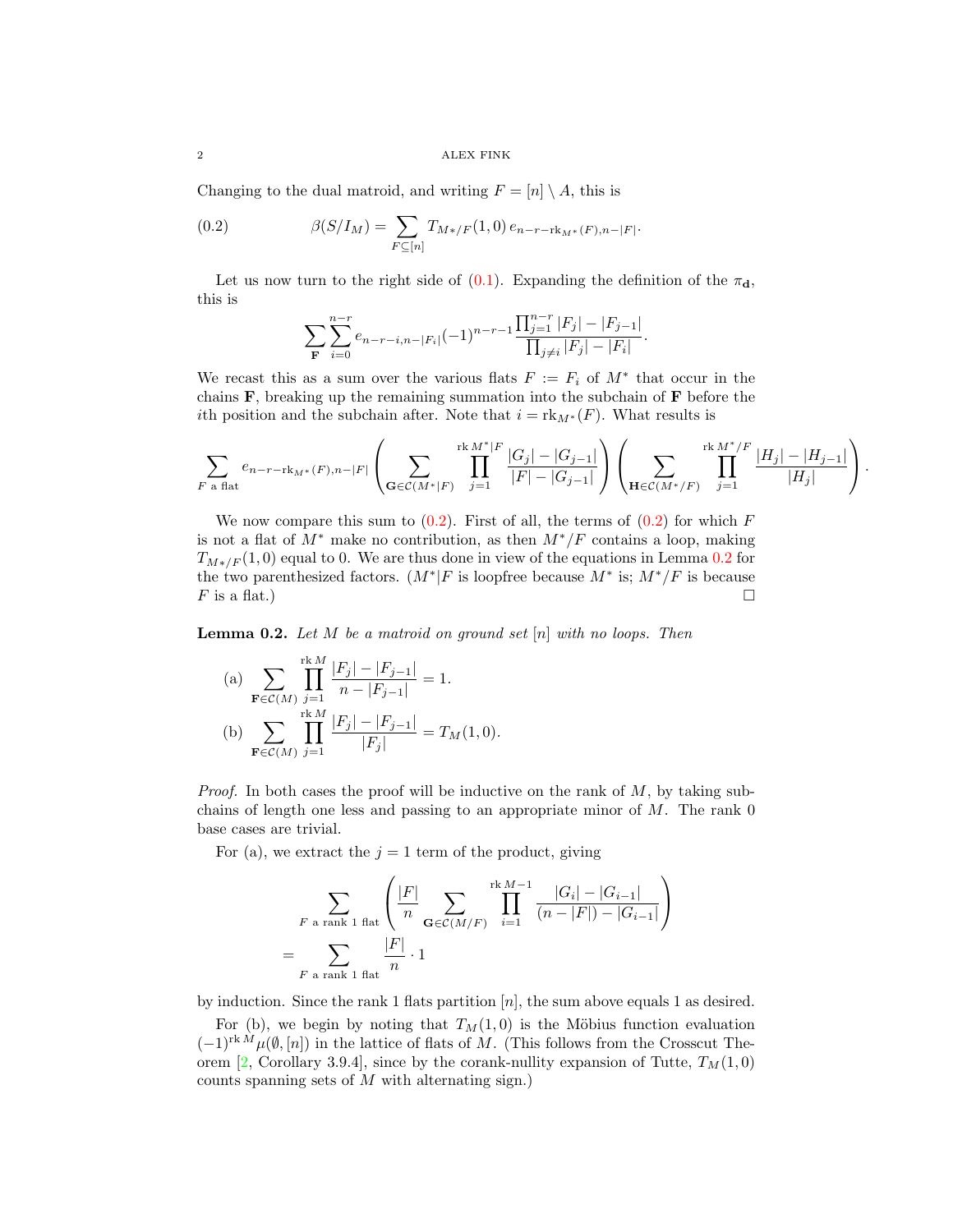Changing to the dual matroid, and writing $F = [n] \setminus A$, this is

$$\beta(S/I_M) = \sum_{F \subseteq [n]} T_{M*/F}(1, 0)\, e_{n-r-\mathrm{rk}_{M^*}(F), n-|F|}. \tag{0.2}$$

Let us now turn to the right side of (0.1). Expanding the definition of the $\pi_{\mathbf{d}}$, this is

$$\sum_{\mathbf{F}} \sum_{i=0}^{n-r} e_{n-r-i, n-|F_i|} (-1)^{n-r-1} \frac{\prod_{j=1}^{n-r} |F_j| - |F_{j-1}|}{\prod_{j \neq i} |F_j| - |F_i|}.$$

We recast this as a sum over the various flats $F := F_i$ of $M^*$ that occur in the chains $\mathbf{F}$, breaking up the remaining summation into the subchain of $\mathbf{F}$ before the $i$th position and the subchain after. Note that $i = \mathrm{rk}_{M^*}(F)$. What results is

$$\sum_{F \text{ a flat}} e_{n-r-\mathrm{rk}_{M^*}(F), n-|F|} \left( \sum_{\mathbf{G} \in \mathcal{C}(M^*|F)} \prod_{j=1}^{\mathrm{rk}\, M^*|F} \frac{|G_j| - |G_{j-1}|}{|F| - |G_{j-1}|} \right) \left( \sum_{\mathbf{H} \in \mathcal{C}(M^*/F)} \prod_{j=1}^{\mathrm{rk}\, M^*/F} \frac{|H_j| - |H_{j-1}|}{|H_j|} \right).$$

We now compare this sum to (0.2). First of all, the terms of (0.2) for which $F$ is not a flat of $M^*$ make no contribution, as then $M^*/F$ contains a loop, making $T_{M*/F}(1, 0)$ equal to 0. We are thus done in view of the equations in Lemma 0.2 for the two parenthesized factors. ($M^*|F$ is loopfree because $M^*$ is; $M^*/F$ is because $F$ is a flat.) $\square$

**Lemma 0.2.** *Let $M$ be a matroid on ground set $[n]$ with no loops. Then*

(a) $$\sum_{\mathbf{F} \in \mathcal{C}(M)} \prod_{j=1}^{\mathrm{rk}\, M} \frac{|F_j| - |F_{j-1}|}{n - |F_{j-1}|} = 1.$$

(b) $$\sum_{\mathbf{F} \in \mathcal{C}(M)} \prod_{j=1}^{\mathrm{rk}\, M} \frac{|F_j| - |F_{j-1}|}{|F_j|} = T_M(1, 0).$$

*Proof.* In both cases the proof will be inductive on the rank of $M$, by taking subchains of length one less and passing to an appropriate minor of $M$. The rank 0 base cases are trivial.

For (a), we extract the $j = 1$ term of the product, giving

$$\sum_{F \text{ a rank 1 flat}} \left( \frac{|F|}{n} \sum_{\mathbf{G} \in \mathcal{C}(M/F)} \prod_{i=1}^{\mathrm{rk}\, M - 1} \frac{|G_i| - |G_{i-1}|}{(n - |F|) - |G_{i-1}|} \right)$$
$$= \sum_{F \text{ a rank 1 flat}} \frac{|F|}{n} \cdot 1$$

by induction. Since the rank 1 flats partition $[n]$, the sum above equals 1 as desired.

For (b), we begin by noting that $T_M(1, 0)$ is the Möbius function evaluation $(-1)^{\mathrm{rk}\, M} \mu(\emptyset, [n])$ in the lattice of flats of $M$. (This follows from the Crosscut Theorem [2, Corollary 3.9.4], since by the corank-nullity expansion of Tutte, $T_M(1, 0)$ counts spanning sets of $M$ with alternating sign.)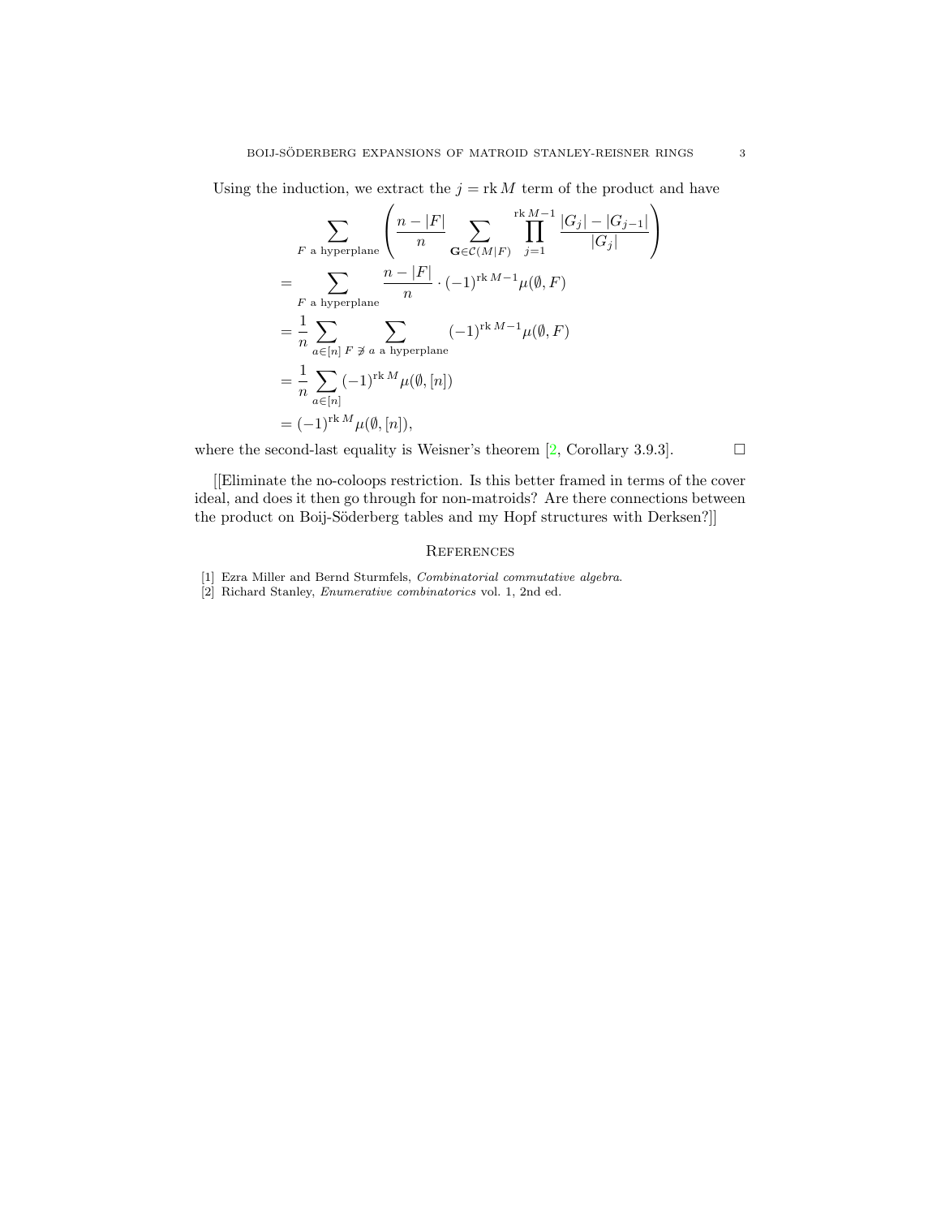Using the induction, we extract the $j = \operatorname{rk} M$ term of the product and have

$$
\begin{aligned}
&\sum_{F \text{ a hyperplane}} \left( \frac{n - |F|}{n} \sum_{\mathbf{G} \in \mathcal{C}(M|F)} \prod_{j=1}^{\operatorname{rk} M - 1} \frac{|G_j| - |G_{j-1}|}{|G_j|} \right) \\
&= \sum_{F \text{ a hyperplane}} \frac{n - |F|}{n} \cdot (-1)^{\operatorname{rk} M - 1} \mu(\emptyset, F) \\
&= \frac{1}{n} \sum_{a \in [n]} \sum_{F \not\ni a \text{ a hyperplane}} (-1)^{\operatorname{rk} M - 1} \mu(\emptyset, F) \\
&= \frac{1}{n} \sum_{a \in [n]} (-1)^{\operatorname{rk} M} \mu(\emptyset, [n]) \\
&= (-1)^{\operatorname{rk} M} \mu(\emptyset, [n]),
\end{aligned}
$$

where the second-last equality is Weisner's theorem [2, Corollary 3.9.3]. □

[[Eliminate the no-coloops restriction. Is this better framed in terms of the cover ideal, and does it then go through for non-matroids? Are there connections between the product on Boij-Söderberg tables and my Hopf structures with Derksen?]]

## References

[1] Ezra Miller and Bernd Sturmfels, *Combinatorial commutative algebra*.

[2] Richard Stanley, *Enumerative combinatorics* vol. 1, 2nd ed.